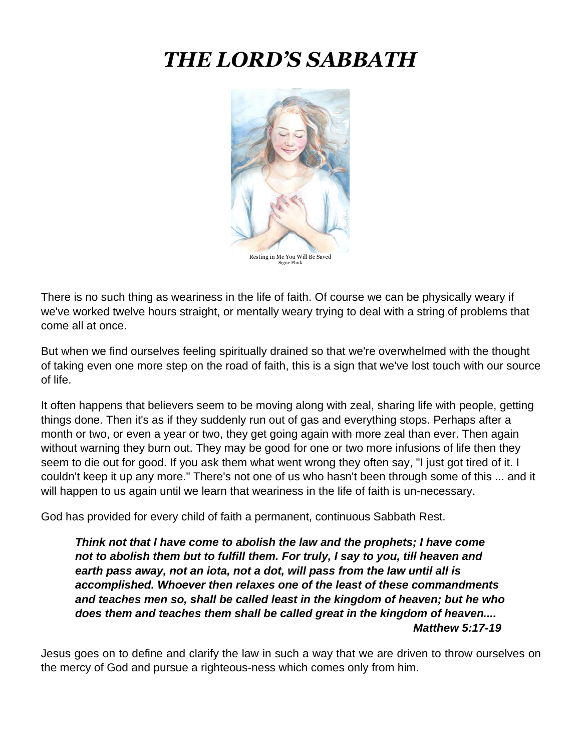# *THE LORD'S SABBATH*

Resting in Me You Will Be Saved
Signe Flink

There is no such thing as weariness in the life of faith. Of course we can be physically weary if we've worked twelve hours straight, or mentally weary trying to deal with a string of problems that come all at once.

But when we find ourselves feeling spiritually drained so that we're overwhelmed with the thought of taking even one more step on the road of faith, this is a sign that we've lost touch with our source of life.

It often happens that believers seem to be moving along with zeal, sharing life with people, getting things done. Then it's as if they suddenly run out of gas and everything stops. Perhaps after a month or two, or even a year or two, they get going again with more zeal than ever. Then again without warning they burn out. They may be good for one or two more infusions of life then they seem to die out for good. If you ask them what went wrong they often say, "I just got tired of it. I couldn't keep it up any more." There's not one of us who hasn't been through some of this ... and it will happen to us again until we learn that weariness in the life of faith is un-necessary.

God has provided for every child of faith a permanent, continuous Sabbath Rest.

> ***Think not that I have come to abolish the law and the prophets; I have come not to abolish them but to fulfill them. For truly, I say to you, till heaven and earth pass away, not an iota, not a dot, will pass from the law until all is accomplished. Whoever then relaxes one of the least of these commandments and teaches men so, shall be called least in the kingdom of heaven; but he who does them and teaches them shall be called great in the kingdom of heaven....***
>
> ***Matthew 5:17-19***

Jesus goes on to define and clarify the law in such a way that we are driven to throw ourselves on the mercy of God and pursue a righteous-ness which comes only from him.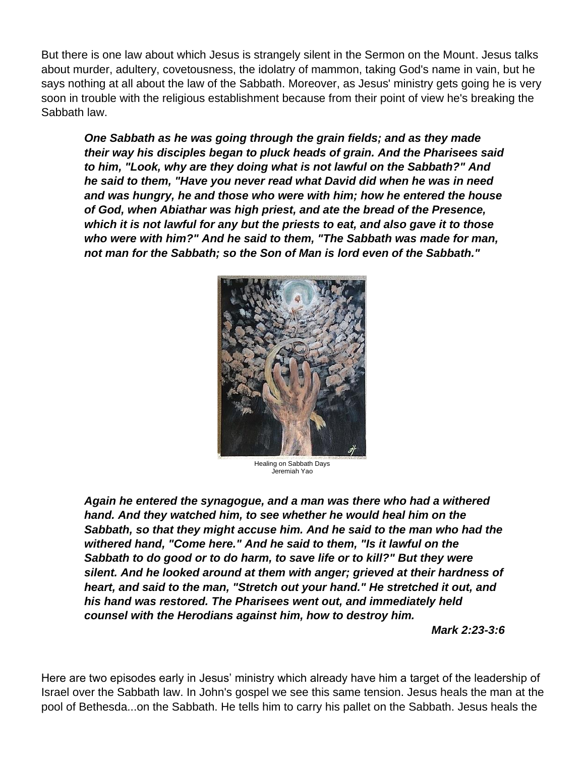But there is one law about which Jesus is strangely silent in the Sermon on the Mount. Jesus talks about murder, adultery, covetousness, the idolatry of mammon, taking God's name in vain, but he says nothing at all about the law of the Sabbath. Moreover, as Jesus' ministry gets going he is very soon in trouble with the religious establishment because from their point of view he's breaking the Sabbath law.

> ***One Sabbath as he was going through the grain fields; and as they made their way his disciples began to pluck heads of grain. And the Pharisees said to him, "Look, why are they doing what is not lawful on the Sabbath?" And he said to them, "Have you never read what David did when he was in need and was hungry, he and those who were with him; how he entered the house of God, when Abiathar was high priest, and ate the bread of the Presence, which it is not lawful for any but the priests to eat, and also gave it to those who were with him?" And he said to them, "The Sabbath was made for man, not man for the Sabbath; so the Son of Man is lord even of the Sabbath."***

Healing on Sabbath Days
Jeremiah Yao

> ***Again he entered the synagogue, and a man was there who had a withered hand. And they watched him, to see whether he would heal him on the Sabbath, so that they might accuse him. And he said to the man who had the withered hand, "Come here." And he said to them, "Is it lawful on the Sabbath to do good or to do harm, to save life or to kill?" But they were silent. And he looked around at them with anger; grieved at their hardness of heart, and said to the man, "Stretch out your hand." He stretched it out, and his hand was restored. The Pharisees went out, and immediately held counsel with the Herodians against him, how to destroy him.***
>
> ***Mark 2:23-3:6***

Here are two episodes early in Jesus' ministry which already have him a target of the leadership of Israel over the Sabbath law. In John's gospel we see this same tension. Jesus heals the man at the pool of Bethesda...on the Sabbath. He tells him to carry his pallet on the Sabbath. Jesus heals the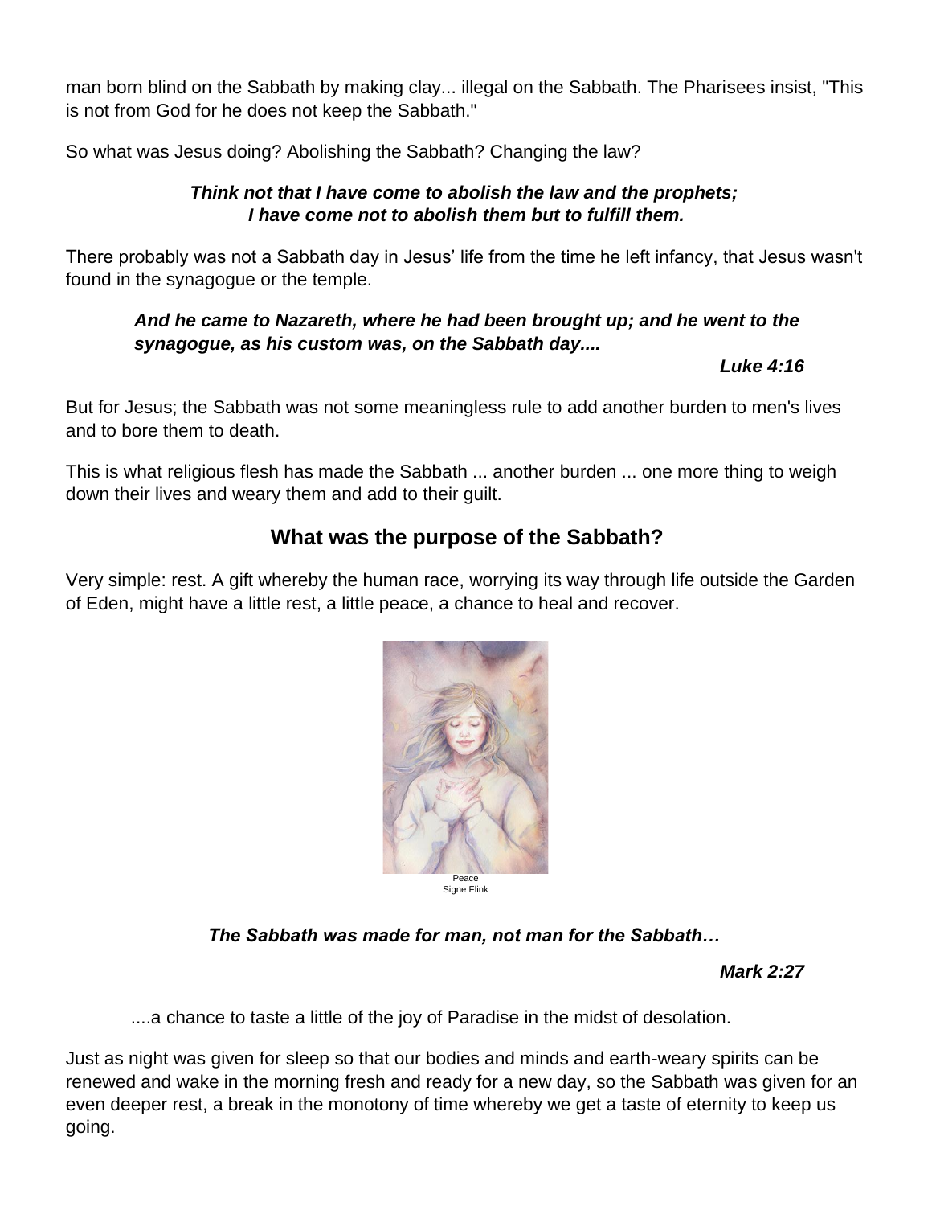man born blind on the Sabbath by making clay... illegal on the Sabbath. The Pharisees insist, "This is not from God for he does not keep the Sabbath."

So what was Jesus doing? Abolishing the Sabbath? Changing the law?

***Think not that I have come to abolish the law and the prophets; I have come not to abolish them but to fulfill them.***

There probably was not a Sabbath day in Jesus' life from the time he left infancy, that Jesus wasn't found in the synagogue or the temple.

> ***And he came to Nazareth, where he had been brought up; and he went to the synagogue, as his custom was, on the Sabbath day....***
>
> ***Luke 4:16***

But for Jesus; the Sabbath was not some meaningless rule to add another burden to men's lives and to bore them to death.

This is what religious flesh has made the Sabbath ... another burden ... one more thing to weigh down their lives and weary them and add to their guilt.

## What was the purpose of the Sabbath?

Very simple: rest. A gift whereby the human race, worrying its way through life outside the Garden of Eden, might have a little rest, a little peace, a chance to heal and recover.

Peace
Signe Flink

***The Sabbath was made for man, not man for the Sabbath…***

***Mark 2:27***

....a chance to taste a little of the joy of Paradise in the midst of desolation.

Just as night was given for sleep so that our bodies and minds and earth-weary spirits can be renewed and wake in the morning fresh and ready for a new day, so the Sabbath was given for an even deeper rest, a break in the monotony of time whereby we get a taste of eternity to keep us going.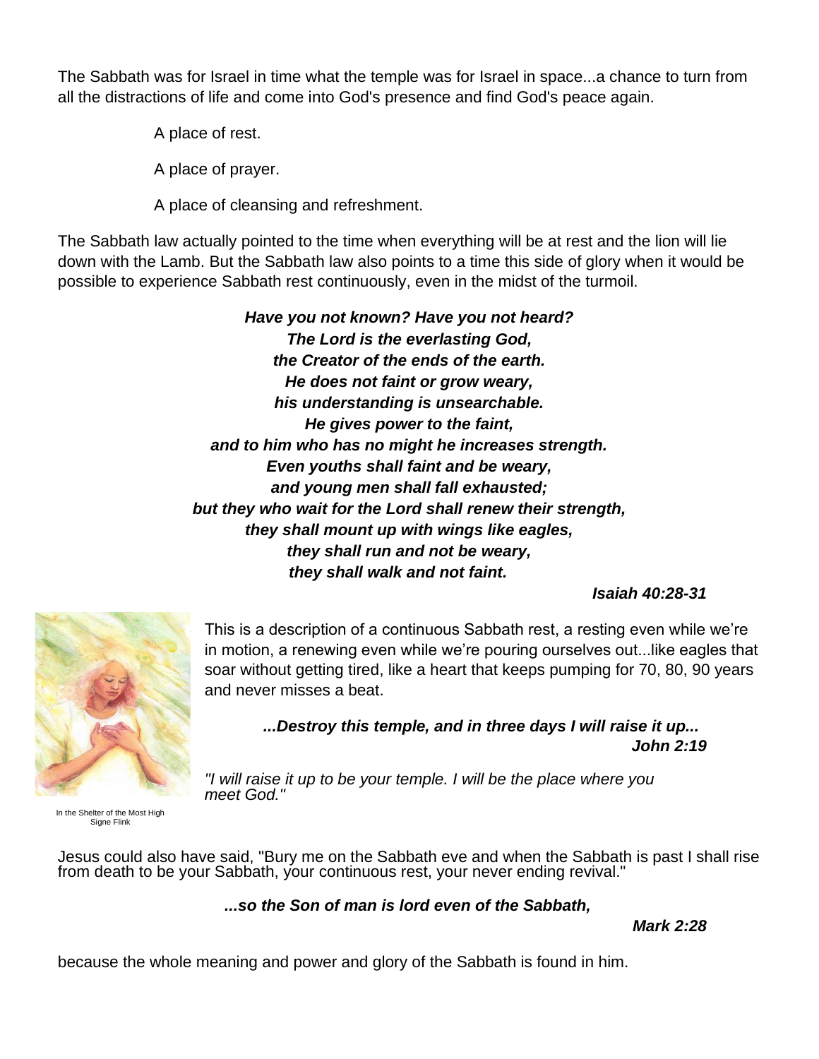The Sabbath was for Israel in time what the temple was for Israel in space...a chance to turn from all the distractions of life and come into God's presence and find God's peace again.

A place of rest.

A place of prayer.

A place of cleansing and refreshment.

The Sabbath law actually pointed to the time when everything will be at rest and the lion will lie down with the Lamb. But the Sabbath law also points to a time this side of glory when it would be possible to experience Sabbath rest continuously, even in the midst of the turmoil.

***Have you not known? Have you not heard?***
***The Lord is the everlasting God,***
***the Creator of the ends of the earth.***
***He does not faint or grow weary,***
***his understanding is unsearchable.***
***He gives power to the faint,***
***and to him who has no might he increases strength.***
***Even youths shall faint and be weary,***
***and young men shall fall exhausted;***
***but they who wait for the Lord shall renew their strength,***
***they shall mount up with wings like eagles,***
***they shall run and not be weary,***
***they shall walk and not faint.***

***Isaiah 40:28-31***

This is a description of a continuous Sabbath rest, a resting even while we're in motion, a renewing even while we're pouring ourselves out...like eagles that soar without getting tired, like a heart that keeps pumping for 70, 80, 90 years and never misses a beat.

***...Destroy this temple, and in three days I will raise it up...***
***John 2:19***

*"I will raise it up to be your temple. I will be the place where you meet God."*

In the Shelter of the Most High
Signe Flink

Jesus could also have said, "Bury me on the Sabbath eve and when the Sabbath is past I shall rise from death to be your Sabbath, your continuous rest, your never ending revival."

***...so the Son of man is lord even of the Sabbath,***

***Mark 2:28***

because the whole meaning and power and glory of the Sabbath is found in him.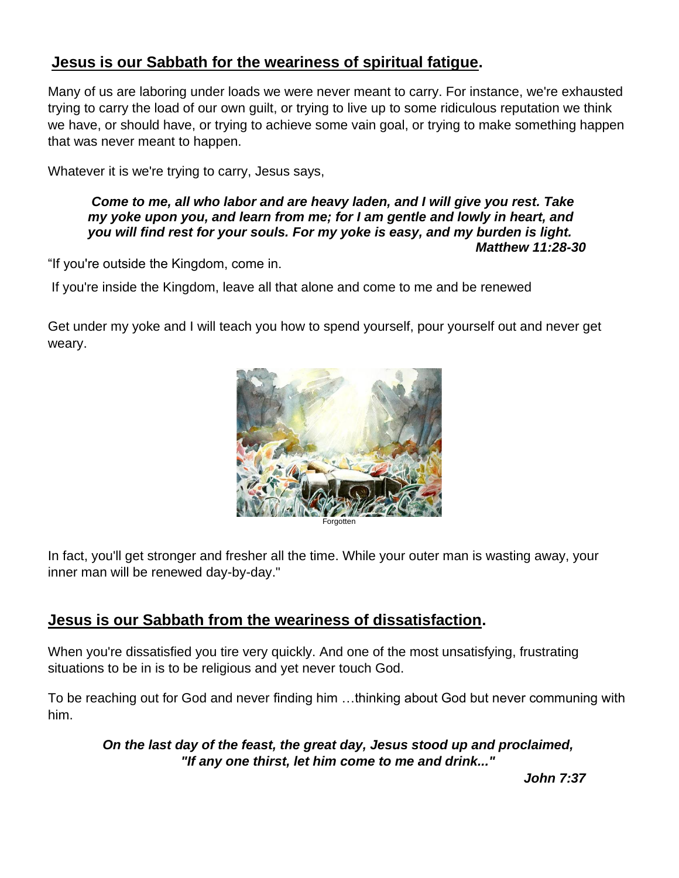## Jesus is our Sabbath for the weariness of spiritual fatigue.

Many of us are laboring under loads we were never meant to carry. For instance, we're exhausted trying to carry the load of our own guilt, or trying to live up to some ridiculous reputation we think we have, or should have, or trying to achieve some vain goal, or trying to make something happen that was never meant to happen.

Whatever it is we're trying to carry, Jesus says,

> ***Come to me, all who labor and are heavy laden, and I will give you rest. Take my yoke upon you, and learn from me; for I am gentle and lowly in heart, and you will find rest for your souls. For my yoke is easy, and my burden is light.***
> ***Matthew 11:28-30***

"If you're outside the Kingdom, come in.

If you're inside the Kingdom, leave all that alone and come to me and be renewed

Get under my yoke and I will teach you how to spend yourself, pour yourself out and never get weary.

Forgotten

In fact, you'll get stronger and fresher all the time. While your outer man is wasting away, your inner man will be renewed day-by-day."

## Jesus is our Sabbath from the weariness of dissatisfaction.

When you're dissatisfied you tire very quickly. And one of the most unsatisfying, frustrating situations to be in is to be religious and yet never touch God.

To be reaching out for God and never finding him …thinking about God but never communing with him.

> ***On the last day of the feast, the great day, Jesus stood up and proclaimed, "If any one thirst, let him come to me and drink..."***
> ***John 7:37***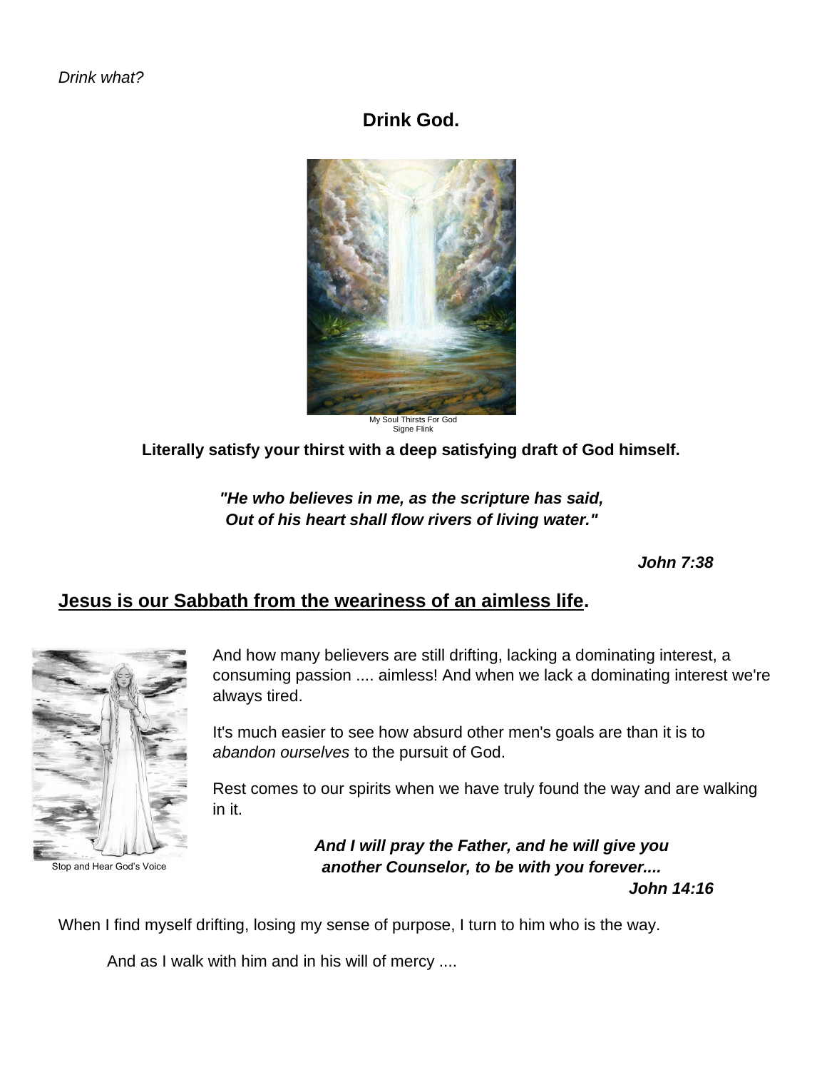*Drink what?*

**Drink God.**

My Soul Thirsts For God
Signe Flink

**Literally satisfy your thirst with a deep satisfying draft of God himself.**

***"He who believes in me, as the scripture has said,***
***Out of his heart shall flow rivers of living water."***

***John 7:38***

## **Jesus is our Sabbath from the weariness of an aimless life.**

And how many believers are still drifting, lacking a dominating interest, a consuming passion .... aimless! And when we lack a dominating interest we're always tired.

It's much easier to see how absurd other men's goals are than it is to *abandon ourselves* to the pursuit of God.

Rest comes to our spirits when we have truly found the way and are walking in it.

***And I will pray the Father, and he will give you***
***another Counselor, to be with you forever....***
***John 14:16***

Stop and Hear God's Voice

When I find myself drifting, losing my sense of purpose, I turn to him who is the way.

And as I walk with him and in his will of mercy ....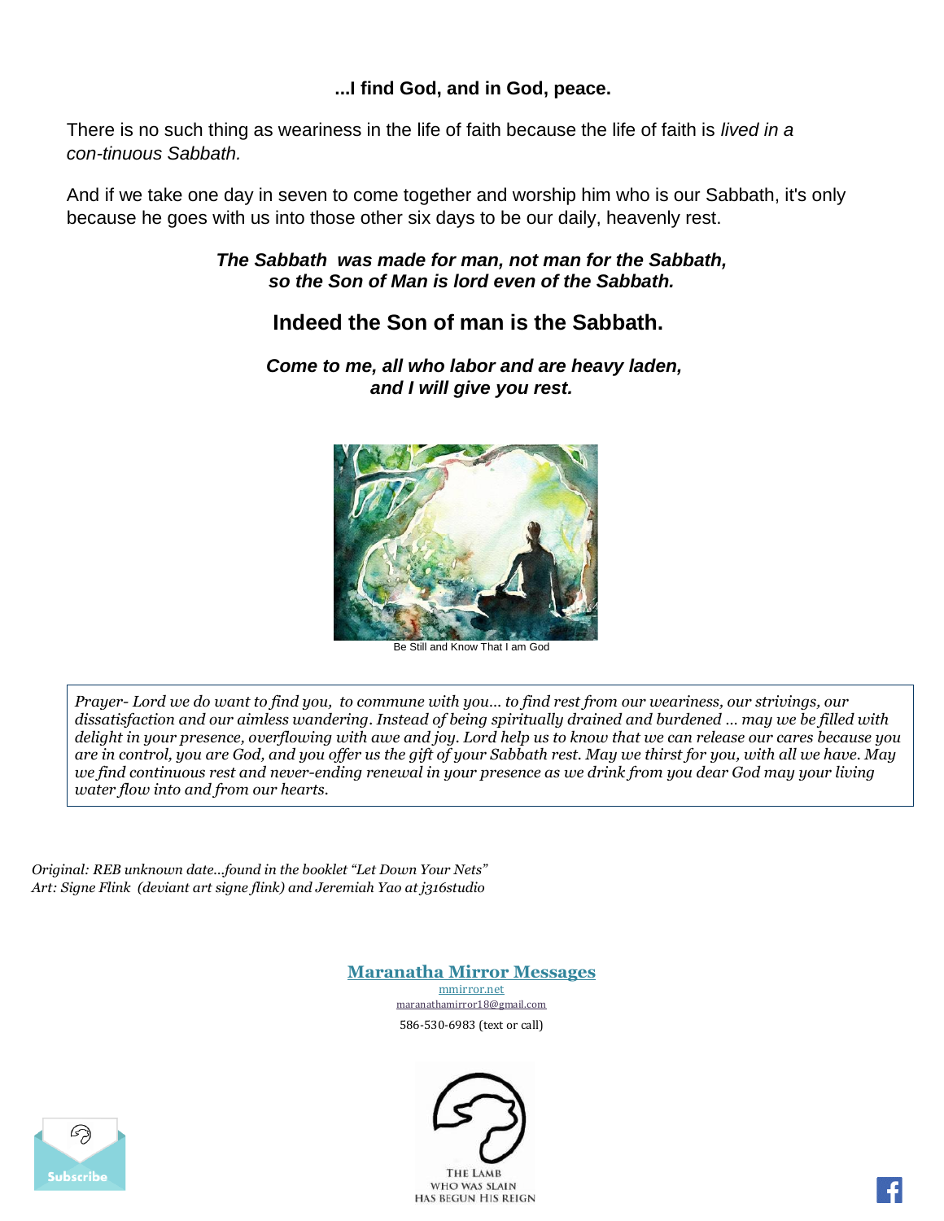**...I find God, and in God, peace.**

There is no such thing as weariness in the life of faith because the life of faith is *lived in a con-tinuous Sabbath.*

And if we take one day in seven to come together and worship him who is our Sabbath, it's only because he goes with us into those other six days to be our daily, heavenly rest.

***The Sabbath was made for man, not man for the Sabbath,***
***so the Son of Man is lord even of the Sabbath.***

**Indeed the Son of man is the Sabbath.**

***Come to me, all who labor and are heavy laden,***
***and I will give you rest.***

Be Still and Know That I am God

*Prayer- Lord we do want to find you, to commune with you... to find rest from our weariness, our strivings, our dissatisfaction and our aimless wandering. Instead of being spiritually drained and burdened ... may we be filled with delight in your presence, overflowing with awe and joy. Lord help us to know that we can release our cares because you are in control, you are God, and you offer us the gift of your Sabbath rest. May we thirst for you, with all we have. May we find continuous rest and never-ending renewal in your presence as we drink from you dear God may your living water flow into and from our hearts.*

*Original: REB unknown date...found in the booklet "Let Down Your Nets"*
*Art: Signe Flink (deviant art signe flink) and Jeremiah Yao at j316studio*

**Maranatha Mirror Messages**
mmirror.net
maranathamirror18@gmail.com
586-530-6983 (text or call)

Subscribe

THE LAMB
WHO WAS SLAIN
HAS BEGUN HIS REIGN